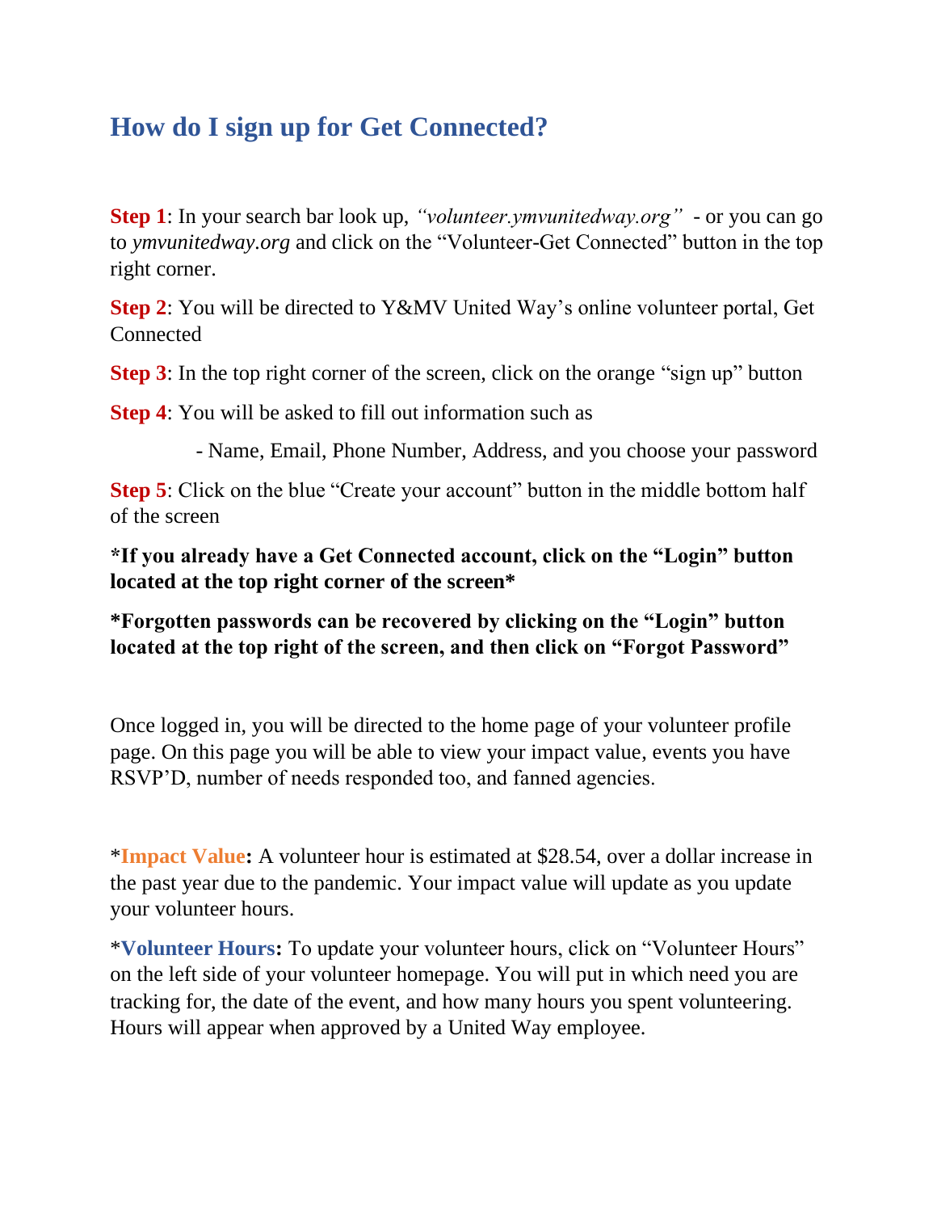## How do I sign up for Get Connected?

**Step 1**: In your search bar look up, *"volunteer.ymvunitedway.org"* - or you can go to *ymvunitedway.org* and click on the "Volunteer-Get Connected" button in the top right corner.

**Step 2**: You will be directed to Y&MV United Way's online volunteer portal, Get Connected

**Step 3**: In the top right corner of the screen, click on the orange "sign up" button

**Step 4**: You will be asked to fill out information such as

- Name, Email, Phone Number, Address, and you choose your password

**Step 5**: Click on the blue "Create your account" button in the middle bottom half of the screen

***If you already have a Get Connected account, click on the "Login" button located at the top right corner of the screen***

***Forgotten passwords can be recovered by clicking on the "Login" button located at the top right of the screen, and then click on "Forgot Password"**

Once logged in, you will be directed to the home page of your volunteer profile page. On this page you will be able to view your impact value, events you have RSVP'D, number of needs responded too, and fanned agencies.

\***Impact Value:** A volunteer hour is estimated at $28.54, over a dollar increase in the past year due to the pandemic. Your impact value will update as you update your volunteer hours.

\***Volunteer Hours:** To update your volunteer hours, click on "Volunteer Hours" on the left side of your volunteer homepage. You will put in which need you are tracking for, the date of the event, and how many hours you spent volunteering. Hours will appear when approved by a United Way employee.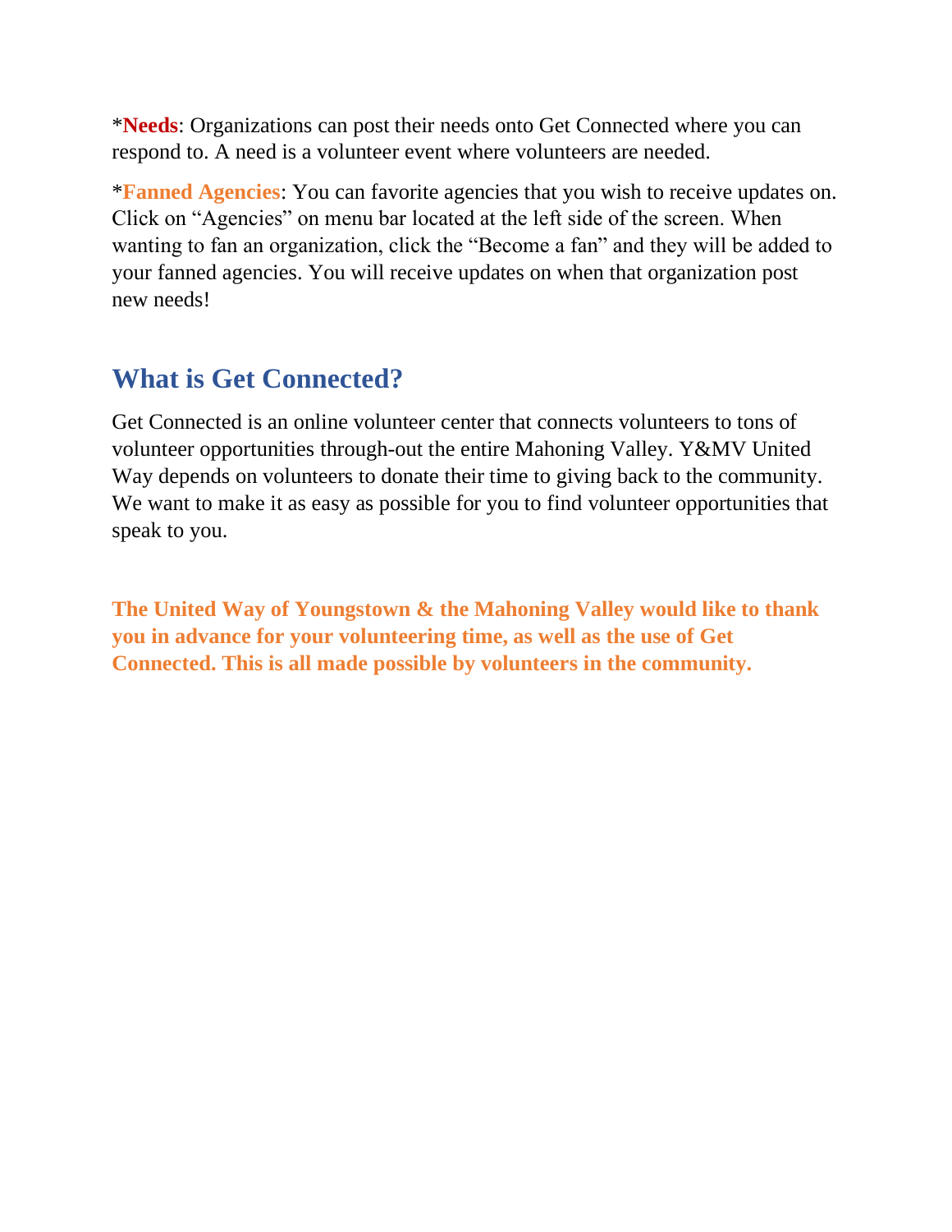*__Needs__: Organizations can post their needs onto Get Connected where you can respond to. A need is a volunteer event where volunteers are needed.

*__Fanned Agencies__: You can favorite agencies that you wish to receive updates on. Click on “Agencies” on menu bar located at the left side of the screen. When wanting to fan an organization, click the “Become a fan” and they will be added to your fanned agencies. You will receive updates on when that organization post new needs!

## What is Get Connected?

Get Connected is an online volunteer center that connects volunteers to tons of volunteer opportunities through-out the entire Mahoning Valley. Y&MV United Way depends on volunteers to donate their time to giving back to the community. We want to make it as easy as possible for you to find volunteer opportunities that speak to you.

**The United Way of Youngstown & the Mahoning Valley would like to thank you in advance for your volunteering time, as well as the use of Get Connected. This is all made possible by volunteers in the community.**